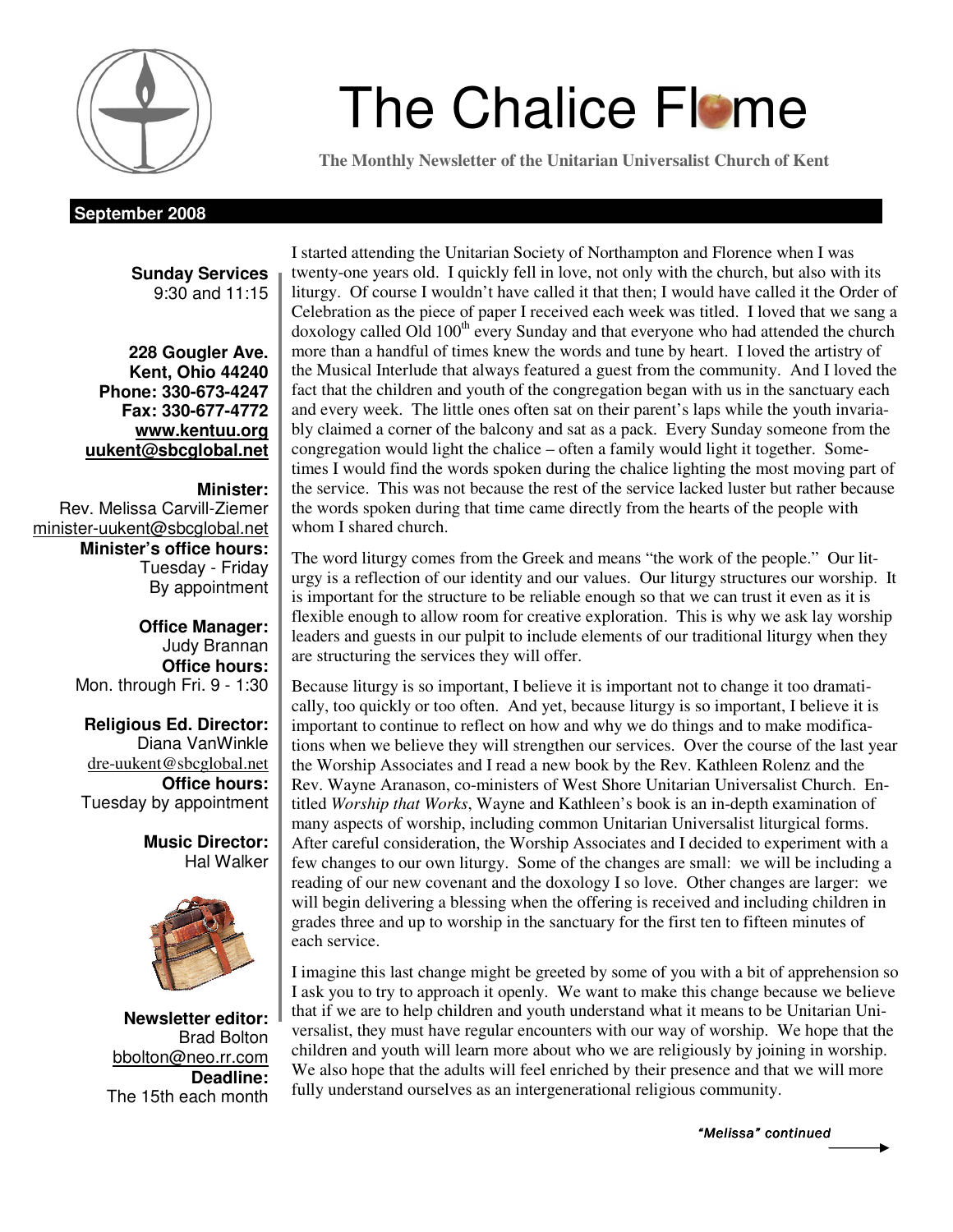# The Chalice Flame

**The Monthly Newsletter of the Unitarian Universalist Church of Kent**

**September 2008**

**Sunday Services**
9:30 and 11:15

**228 Gougler Ave.**
**Kent, Ohio 44240**
**Phone: 330-673-4247**
**Fax: 330-677-4772**
**www.kentuu.org**
**uukent@sbcglobal.net**

**Minister:**
Rev. Melissa Carvill-Ziemer
minister-uukent@sbcglobal.net
**Minister's office hours:**
Tuesday - Friday
By appointment

**Office Manager:**
Judy Brannan
**Office hours:**
Mon. through Fri. 9 - 1:30

**Religious Ed. Director:**
Diana VanWinkle
dre-uukent@sbcglobal.net
**Office hours:**
Tuesday by appointment

**Music Director:**
Hal Walker

**Newsletter editor:**
Brad Bolton
bbolton@neo.rr.com
**Deadline:**
The 15th each month

I started attending the Unitarian Society of Northampton and Florence when I was twenty-one years old. I quickly fell in love, not only with the church, but also with its liturgy. Of course I wouldn't have called it that then; I would have called it the Order of Celebration as the piece of paper I received each week was titled. I loved that we sang a doxology called Old 100th every Sunday and that everyone who had attended the church more than a handful of times knew the words and tune by heart. I loved the artistry of the Musical Interlude that always featured a guest from the community. And I loved the fact that the children and youth of the congregation began with us in the sanctuary each and every week. The little ones often sat on their parent's laps while the youth invariably claimed a corner of the balcony and sat as a pack. Every Sunday someone from the congregation would light the chalice – often a family would light it together. Sometimes I would find the words spoken during the chalice lighting the most moving part of the service. This was not because the rest of the service lacked luster but rather because the words spoken during that time came directly from the hearts of the people with whom I shared church.

The word liturgy comes from the Greek and means "the work of the people." Our liturgy is a reflection of our identity and our values. Our liturgy structures our worship. It is important for the structure to be reliable enough so that we can trust it even as it is flexible enough to allow room for creative exploration. This is why we ask lay worship leaders and guests in our pulpit to include elements of our traditional liturgy when they are structuring the services they will offer.

Because liturgy is so important, I believe it is important not to change it too dramatically, too quickly or too often. And yet, because liturgy is so important, I believe it is important to continue to reflect on how and why we do things and to make modifications when we believe they will strengthen our services. Over the course of the last year the Worship Associates and I read a new book by the Rev. Kathleen Rolenz and the Rev. Wayne Aranason, co-ministers of West Shore Unitarian Universalist Church. Entitled *Worship that Works*, Wayne and Kathleen's book is an in-depth examination of many aspects of worship, including common Unitarian Universalist liturgical forms. After careful consideration, the Worship Associates and I decided to experiment with a few changes to our own liturgy. Some of the changes are small: we will be including a reading of our new covenant and the doxology I so love. Other changes are larger: we will begin delivering a blessing when the offering is received and including children in grades three and up to worship in the sanctuary for the first ten to fifteen minutes of each service.

I imagine this last change might be greeted by some of you with a bit of apprehension so I ask you to try to approach it openly. We want to make this change because we believe that if we are to help children and youth understand what it means to be Unitarian Universalist, they must have regular encounters with our way of worship. We hope that the children and youth will learn more about who we are religiously by joining in worship. We also hope that the adults will feel enriched by their presence and that we will more fully understand ourselves as an intergenerational religious community.

*"Melissa" continued* →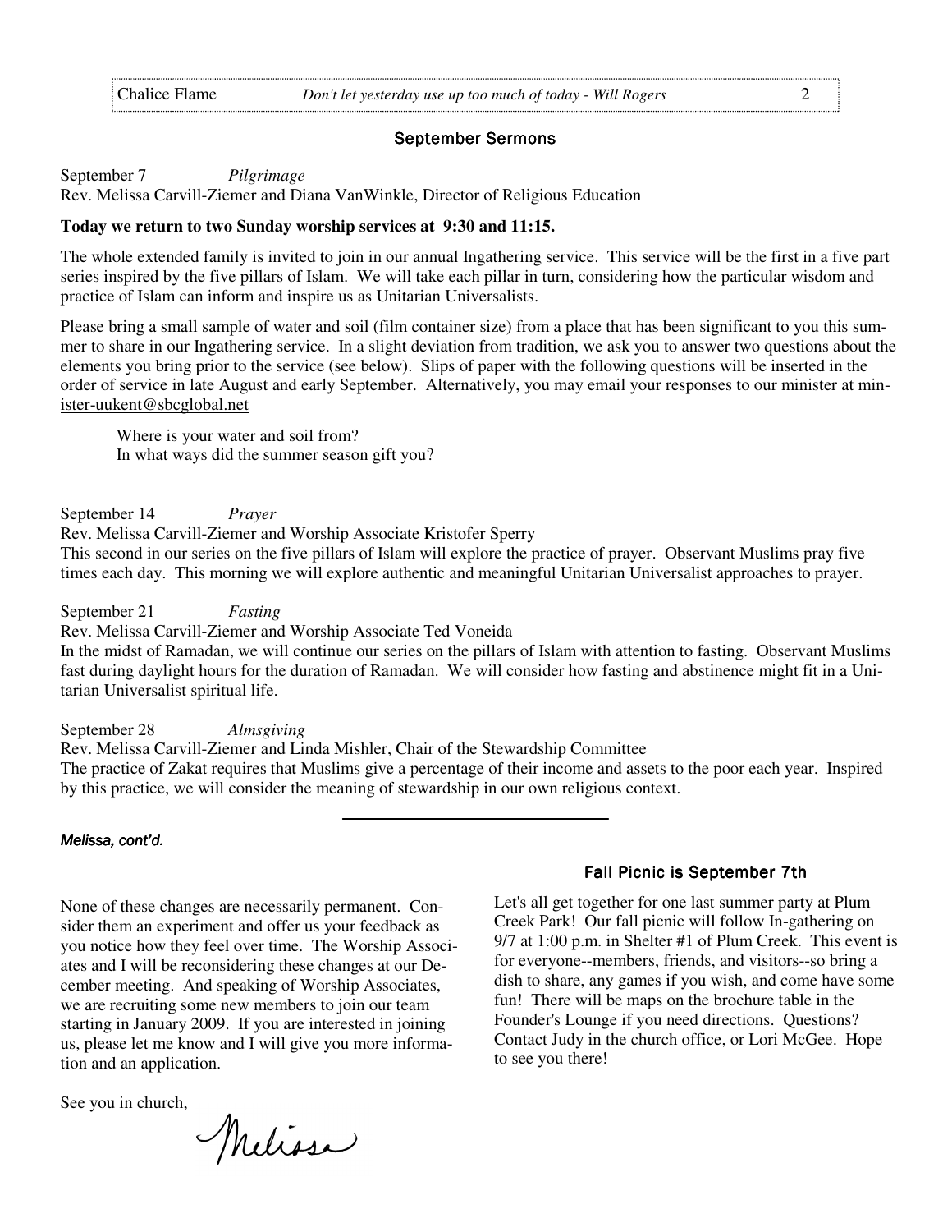## September Sermons

September 7 *Pilgrimage*
Rev. Melissa Carvill-Ziemer and Diana VanWinkle, Director of Religious Education

**Today we return to two Sunday worship services at 9:30 and 11:15.**

The whole extended family is invited to join in our annual Ingathering service. This service will be the first in a five part series inspired by the five pillars of Islam. We will take each pillar in turn, considering how the particular wisdom and practice of Islam can inform and inspire us as Unitarian Universalists.

Please bring a small sample of water and soil (film container size) from a place that has been significant to you this summer to share in our Ingathering service. In a slight deviation from tradition, we ask you to answer two questions about the elements you bring prior to the service (see below). Slips of paper with the following questions will be inserted in the order of service in late August and early September. Alternatively, you may email your responses to our minister at minister-uukent@sbcglobal.net

> Where is your water and soil from?
> In what ways did the summer season gift you?

September 14 *Prayer*
Rev. Melissa Carvill-Ziemer and Worship Associate Kristofer Sperry
This second in our series on the five pillars of Islam will explore the practice of prayer. Observant Muslims pray five times each day. This morning we will explore authentic and meaningful Unitarian Universalist approaches to prayer.

September 21 *Fasting*
Rev. Melissa Carvill-Ziemer and Worship Associate Ted Voneida
In the midst of Ramadan, we will continue our series on the pillars of Islam with attention to fasting. Observant Muslims fast during daylight hours for the duration of Ramadan. We will consider how fasting and abstinence might fit in a Unitarian Universalist spiritual life.

September 28 *Almsgiving*
Rev. Melissa Carvill-Ziemer and Linda Mishler, Chair of the Stewardship Committee
The practice of Zakat requires that Muslims give a percentage of their income and assets to the poor each year. Inspired by this practice, we will consider the meaning of stewardship in our own religious context.

---

*Melissa, cont'd.*

None of these changes are necessarily permanent. Consider them an experiment and offer us your feedback as you notice how they feel over time. The Worship Associates and I will be reconsidering these changes at our December meeting. And speaking of Worship Associates, we are recruiting some new members to join our team starting in January 2009. If you are interested in joining us, please let me know and I will give you more information and an application.

See you in church,

Melissa

### Fall Picnic is September 7th

Let's all get together for one last summer party at Plum Creek Park! Our fall picnic will follow In-gathering on 9/7 at 1:00 p.m. in Shelter #1 of Plum Creek. This event is for everyone--members, friends, and visitors--so bring a dish to share, any games if you wish, and come have some fun! There will be maps on the brochure table in the Founder's Lounge if you need directions. Questions? Contact Judy in the church office, or Lori McGee. Hope to see you there!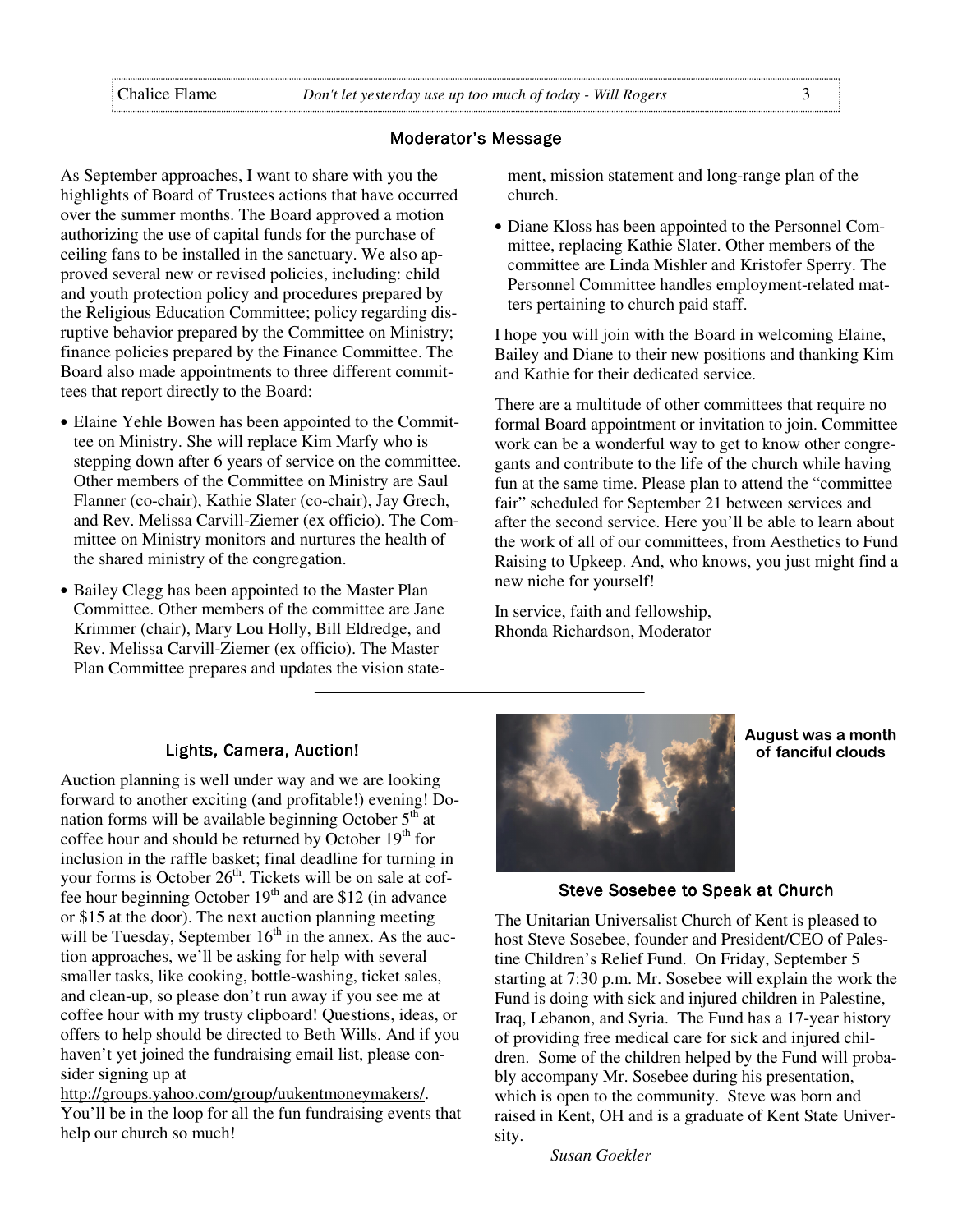## Moderator's Message

As September approaches, I want to share with you the highlights of Board of Trustees actions that have occurred over the summer months. The Board approved a motion authorizing the use of capital funds for the purchase of ceiling fans to be installed in the sanctuary. We also approved several new or revised policies, including: child and youth protection policy and procedures prepared by the Religious Education Committee; policy regarding disruptive behavior prepared by the Committee on Ministry; finance policies prepared by the Finance Committee. The Board also made appointments to three different committees that report directly to the Board:

- Elaine Yehle Bowen has been appointed to the Committee on Ministry. She will replace Kim Marfy who is stepping down after 6 years of service on the committee. Other members of the Committee on Ministry are Saul Flanner (co-chair), Kathie Slater (co-chair), Jay Grech, and Rev. Melissa Carvill-Ziemer (ex officio). The Committee on Ministry monitors and nurtures the health of the shared ministry of the congregation.
- Bailey Clegg has been appointed to the Master Plan Committee. Other members of the committee are Jane Krimmer (chair), Mary Lou Holly, Bill Eldredge, and Rev. Melissa Carvill-Ziemer (ex officio). The Master Plan Committee prepares and updates the vision statement, mission statement and long-range plan of the church.
- Diane Kloss has been appointed to the Personnel Committee, replacing Kathie Slater. Other members of the committee are Linda Mishler and Kristofer Sperry. The Personnel Committee handles employment-related matters pertaining to church paid staff.

I hope you will join with the Board in welcoming Elaine, Bailey and Diane to their new positions and thanking Kim and Kathie for their dedicated service.

There are a multitude of other committees that require no formal Board appointment or invitation to join. Committee work can be a wonderful way to get to know other congregants and contribute to the life of the church while having fun at the same time. Please plan to attend the "committee fair" scheduled for September 21 between services and after the second service. Here you'll be able to learn about the work of all of our committees, from Aesthetics to Fund Raising to Upkeep. And, who knows, you just might find a new niche for yourself!

In service, faith and fellowship,
Rhonda Richardson, Moderator

---

## Lights, Camera, Auction!

Auction planning is well under way and we are looking forward to another exciting (and profitable!) evening! Donation forms will be available beginning October 5th at coffee hour and should be returned by October 19th for inclusion in the raffle basket; final deadline for turning in your forms is October 26th. Tickets will be on sale at coffee hour beginning October 19th and are $12 (in advance or $15 at the door). The next auction planning meeting will be Tuesday, September 16th in the annex. As the auction approaches, we'll be asking for help with several smaller tasks, like cooking, bottle-washing, ticket sales, and clean-up, so please don't run away if you see me at coffee hour with my trusty clipboard! Questions, ideas, or offers to help should be directed to Beth Wills. And if you haven't yet joined the fundraising email list, please consider signing up at http://groups.yahoo.com/group/uukentmoneymakers/. You'll be in the loop for all the fun fundraising events that help our church so much!

**August was a month of fanciful clouds**

## Steve Sosebee to Speak at Church

The Unitarian Universalist Church of Kent is pleased to host Steve Sosebee, founder and President/CEO of Palestine Children's Relief Fund. On Friday, September 5 starting at 7:30 p.m. Mr. Sosebee will explain the work the Fund is doing with sick and injured children in Palestine, Iraq, Lebanon, and Syria. The Fund has a 17-year history of providing free medical care for sick and injured children. Some of the children helped by the Fund will probably accompany Mr. Sosebee during his presentation, which is open to the community. Steve was born and raised in Kent, OH and is a graduate of Kent State University.

*Susan Goekler*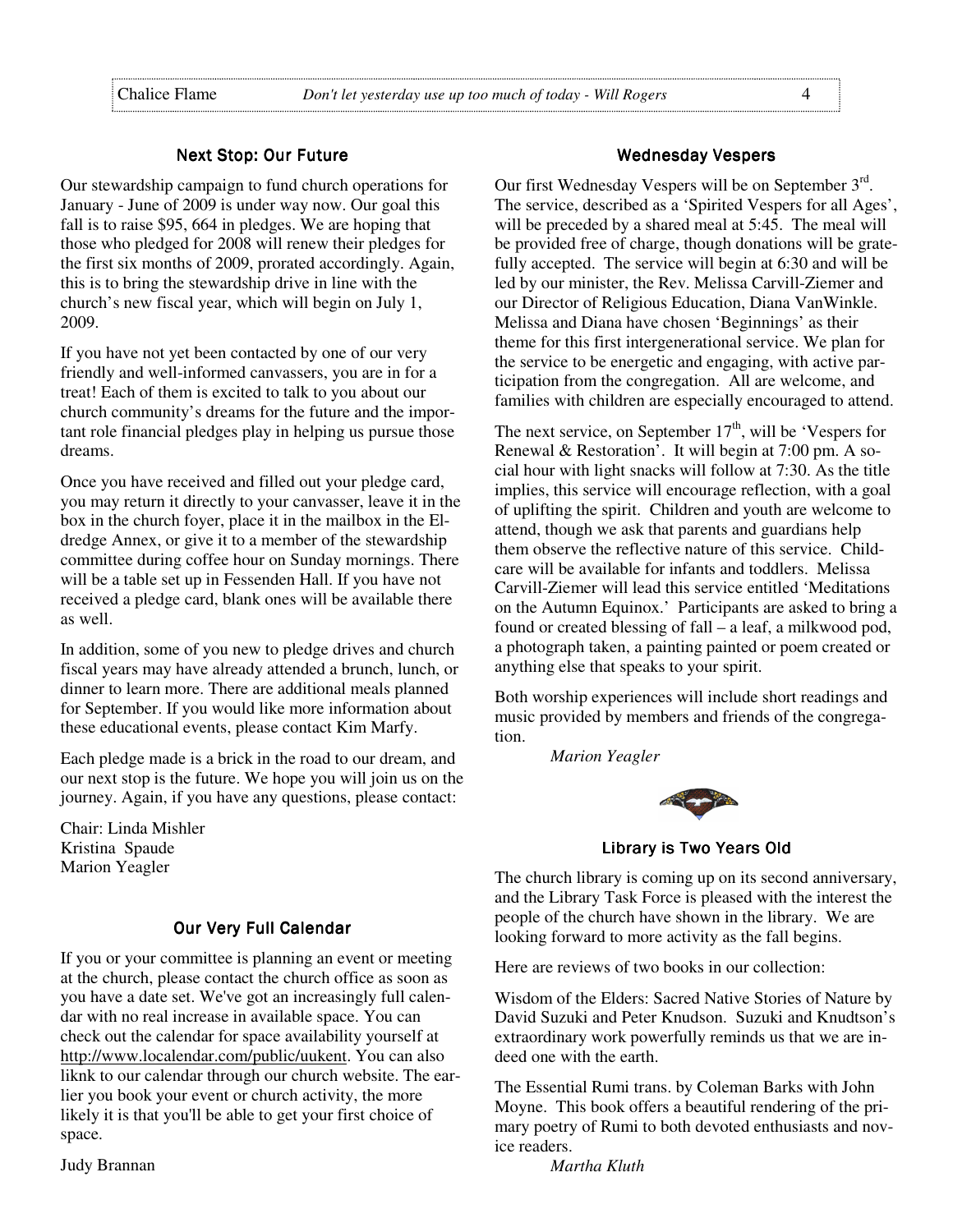## Next Stop: Our Future

Our stewardship campaign to fund church operations for January - June of 2009 is under way now. Our goal this fall is to raise $95, 664 in pledges. We are hoping that those who pledged for 2008 will renew their pledges for the first six months of 2009, prorated accordingly. Again, this is to bring the stewardship drive in line with the church's new fiscal year, which will begin on July 1, 2009.

If you have not yet been contacted by one of our very friendly and well-informed canvassers, you are in for a treat! Each of them is excited to talk to you about our church community's dreams for the future and the important role financial pledges play in helping us pursue those dreams.

Once you have received and filled out your pledge card, you may return it directly to your canvasser, leave it in the box in the church foyer, place it in the mailbox in the Eldredge Annex, or give it to a member of the stewardship committee during coffee hour on Sunday mornings. There will be a table set up in Fessenden Hall. If you have not received a pledge card, blank ones will be available there as well.

In addition, some of you new to pledge drives and church fiscal years may have already attended a brunch, lunch, or dinner to learn more. There are additional meals planned for September. If you would like more information about these educational events, please contact Kim Marfy.

Each pledge made is a brick in the road to our dream, and our next stop is the future. We hope you will join us on the journey. Again, if you have any questions, please contact:

Chair: Linda Mishler
Kristina Spaude
Marion Yeagler

## Our Very Full Calendar

If you or your committee is planning an event or meeting at the church, please contact the church office as soon as you have a date set. We've got an increasingly full calendar with no real increase in available space. You can check out the calendar for space availability yourself at http://www.localendar.com/public/uukent. You can also liknk to our calendar through our church website. The earlier you book your event or church activity, the more likely it is that you'll be able to get your first choice of space.

Judy Brannan

## Wednesday Vespers

Our first Wednesday Vespers will be on September 3rd. The service, described as a 'Spirited Vespers for all Ages', will be preceded by a shared meal at 5:45. The meal will be provided free of charge, though donations will be gratefully accepted. The service will begin at 6:30 and will be led by our minister, the Rev. Melissa Carvill-Ziemer and our Director of Religious Education, Diana VanWinkle. Melissa and Diana have chosen 'Beginnings' as their theme for this first intergenerational service. We plan for the service to be energetic and engaging, with active participation from the congregation. All are welcome, and families with children are especially encouraged to attend.

The next service, on September 17th, will be 'Vespers for Renewal & Restoration'. It will begin at 7:00 pm. A social hour with light snacks will follow at 7:30. As the title implies, this service will encourage reflection, with a goal of uplifting the spirit. Children and youth are welcome to attend, though we ask that parents and guardians help them observe the reflective nature of this service. Childcare will be available for infants and toddlers. Melissa Carvill-Ziemer will lead this service entitled 'Meditations on the Autumn Equinox.' Participants are asked to bring a found or created blessing of fall – a leaf, a milkwood pod, a photograph taken, a painting painted or poem created or anything else that speaks to your spirit.

Both worship experiences will include short readings and music provided by members and friends of the congregation.

*Marion Yeagler*

## Library is Two Years Old

The church library is coming up on its second anniversary, and the Library Task Force is pleased with the interest the people of the church have shown in the library. We are looking forward to more activity as the fall begins.

Here are reviews of two books in our collection:

Wisdom of the Elders: Sacred Native Stories of Nature by David Suzuki and Peter Knudson. Suzuki and Knudtson's extraordinary work powerfully reminds us that we are indeed one with the earth.

The Essential Rumi trans. by Coleman Barks with John Moyne. This book offers a beautiful rendering of the primary poetry of Rumi to both devoted enthusiasts and novice readers.

*Martha Kluth*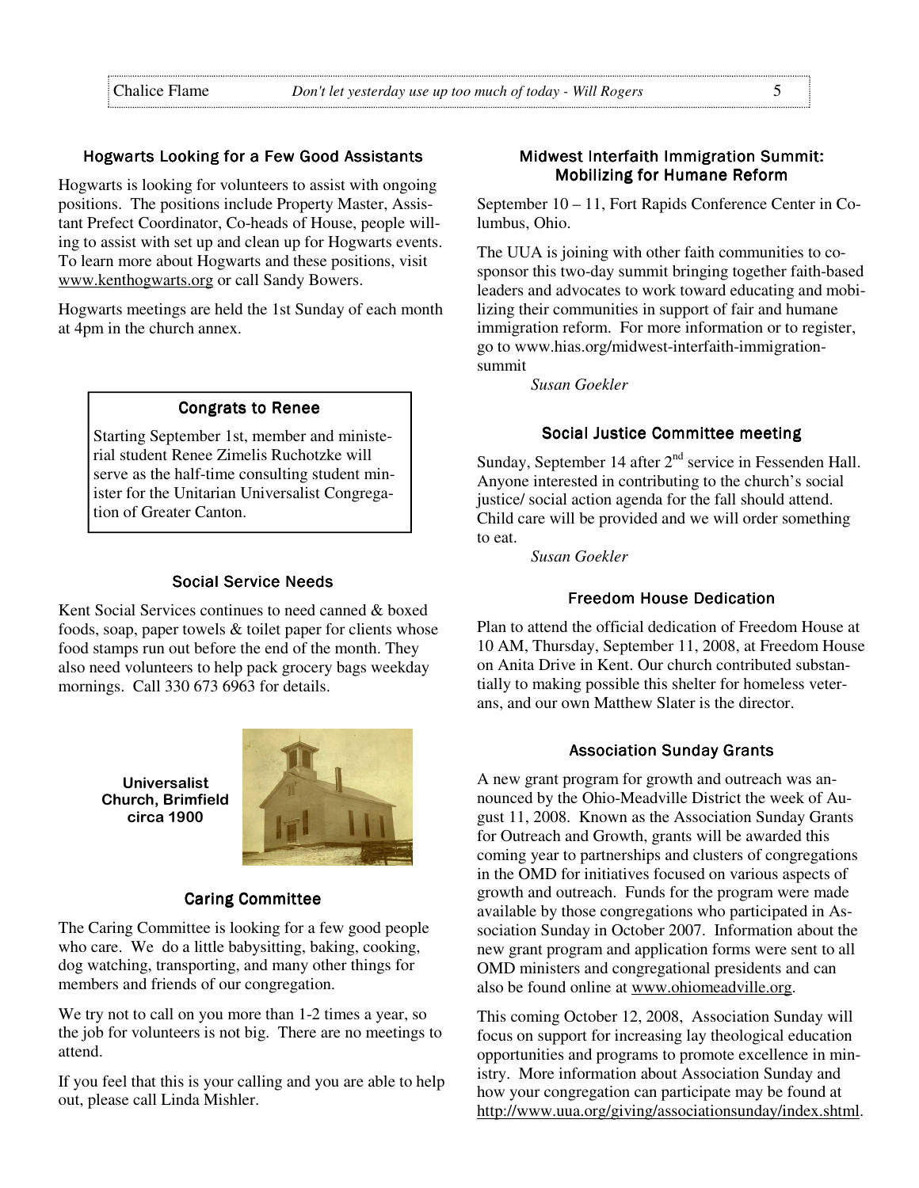### Hogwarts Looking for a Few Good Assistants

Hogwarts is looking for volunteers to assist with ongoing positions. The positions include Property Master, Assistant Prefect Coordinator, Co-heads of House, people willing to assist with set up and clean up for Hogwarts events. To learn more about Hogwarts and these positions, visit www.kenthogwarts.org or call Sandy Bowers.

Hogwarts meetings are held the 1st Sunday of each month at 4pm in the church annex.

### Congrats to Renee

Starting September 1st, member and ministerial student Renee Zimelis Ruchotzke will serve as the half-time consulting student minister for the Unitarian Universalist Congregation of Greater Canton.

### Social Service Needs

Kent Social Services continues to need canned & boxed foods, soap, paper towels & toilet paper for clients whose food stamps run out before the end of the month. They also need volunteers to help pack grocery bags weekday mornings. Call 330 673 6963 for details.

**Universalist Church, Brimfield circa 1900**

### Caring Committee

The Caring Committee is looking for a few good people who care. We do a little babysitting, baking, cooking, dog watching, transporting, and many other things for members and friends of our congregation.

We try not to call on you more than 1-2 times a year, so the job for volunteers is not big. There are no meetings to attend.

If you feel that this is your calling and you are able to help out, please call Linda Mishler.

### Midwest Interfaith Immigration Summit: Mobilizing for Humane Reform

September 10 – 11, Fort Rapids Conference Center in Columbus, Ohio.

The UUA is joining with other faith communities to cosponsor this two-day summit bringing together faith-based leaders and advocates to work toward educating and mobilizing their communities in support of fair and humane immigration reform. For more information or to register, go to www.hias.org/midwest-interfaith-immigration-summit

*Susan Goekler*

### Social Justice Committee meeting

Sunday, September 14 after 2nd service in Fessenden Hall. Anyone interested in contributing to the church's social justice/ social action agenda for the fall should attend. Child care will be provided and we will order something to eat.

*Susan Goekler*

### Freedom House Dedication

Plan to attend the official dedication of Freedom House at 10 AM, Thursday, September 11, 2008, at Freedom House on Anita Drive in Kent. Our church contributed substantially to making possible this shelter for homeless veterans, and our own Matthew Slater is the director.

### Association Sunday Grants

A new grant program for growth and outreach was announced by the Ohio-Meadville District the week of August 11, 2008. Known as the Association Sunday Grants for Outreach and Growth, grants will be awarded this coming year to partnerships and clusters of congregations in the OMD for initiatives focused on various aspects of growth and outreach. Funds for the program were made available by those congregations who participated in Association Sunday in October 2007. Information about the new grant program and application forms were sent to all OMD ministers and congregational presidents and can also be found online at www.ohiomeadville.org.

This coming October 12, 2008, Association Sunday will focus on support for increasing lay theological education opportunities and programs to promote excellence in ministry. More information about Association Sunday and how your congregation can participate may be found at http://www.uua.org/giving/associationsunday/index.shtml.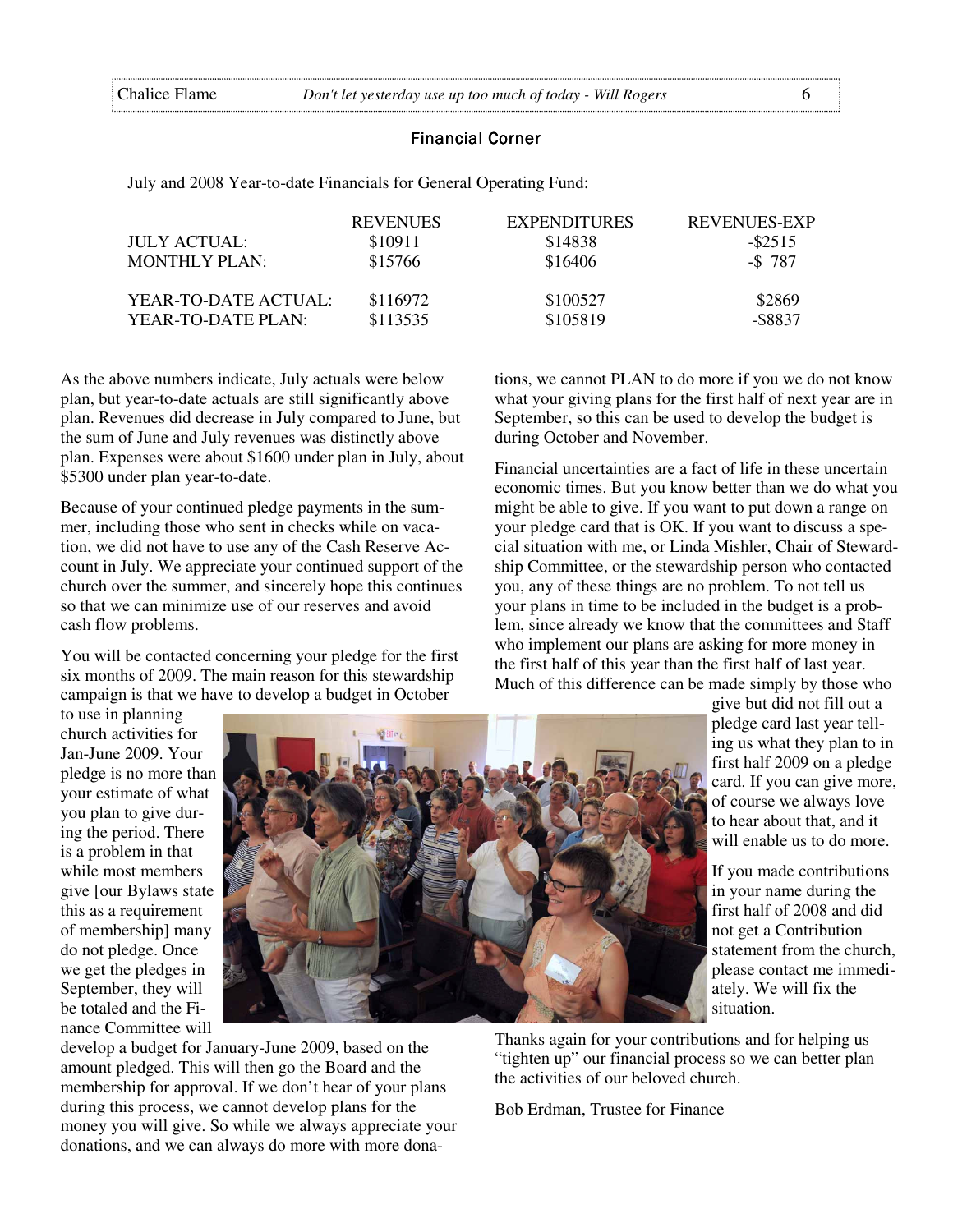## Financial Corner

July and 2008 Year-to-date Financials for General Operating Fund:

| | REVENUES | EXPENDITURES | REVENUES-EXP |
|---|---|---|---|
| JULY ACTUAL: | $10911 | $14838 | -$2515 |
| MONTHLY PLAN: | $15766 | $16406 | -$ 787 |
| YEAR-TO-DATE ACTUAL: | $116972 | $100527 | $2869 |
| YEAR-TO-DATE PLAN: | $113535 | $105819 | -$8837 |

As the above numbers indicate, July actuals were below plan, but year-to-date actuals are still significantly above plan. Revenues did decrease in July compared to June, but the sum of June and July revenues was distinctly above plan. Expenses were about $1600 under plan in July, about $5300 under plan year-to-date.

Because of your continued pledge payments in the summer, including those who sent in checks while on vacation, we did not have to use any of the Cash Reserve Account in July. We appreciate your continued support of the church over the summer, and sincerely hope this continues so that we can minimize use of our reserves and avoid cash flow problems.

You will be contacted concerning your pledge for the first six months of 2009. The main reason for this stewardship campaign is that we have to develop a budget in October to use in planning church activities for Jan-June 2009. Your pledge is no more than your estimate of what you plan to give during the period. There is a problem in that while most members give [our Bylaws state this as a requirement of membership] many do not pledge. Once we get the pledges in September, they will be totaled and the Finance Committee will develop a budget for January-June 2009, based on the amount pledged. This will then go the Board and the membership for approval. If we don't hear of your plans during this process, we cannot develop plans for the money you will give. So while we always appreciate your donations, and we can always do more with more donations, we cannot PLAN to do more if you we do not know what your giving plans for the first half of next year are in September, so this can be used to develop the budget is during October and November.

Financial uncertainties are a fact of life in these uncertain economic times. But you know better than we do what you might be able to give. If you want to put down a range on your pledge card that is OK. If you want to discuss a special situation with me, or Linda Mishler, Chair of Stewardship Committee, or the stewardship person who contacted you, any of these things are no problem. To not tell us your plans in time to be included in the budget is a problem, since already we know that the committees and Staff who implement our plans are asking for more money in the first half of this year than the first half of last year. Much of this difference can be made simply by those who give but did not fill out a pledge card last year telling us what they plan to in first half 2009 on a pledge card. If you can give more, of course we always love to hear about that, and it will enable us to do more.

If you made contributions in your name during the first half of 2008 and did not get a Contribution statement from the church, please contact me immediately. We will fix the situation.

Thanks again for your contributions and for helping us "tighten up" our financial process so we can better plan the activities of our beloved church.

Bob Erdman, Trustee for Finance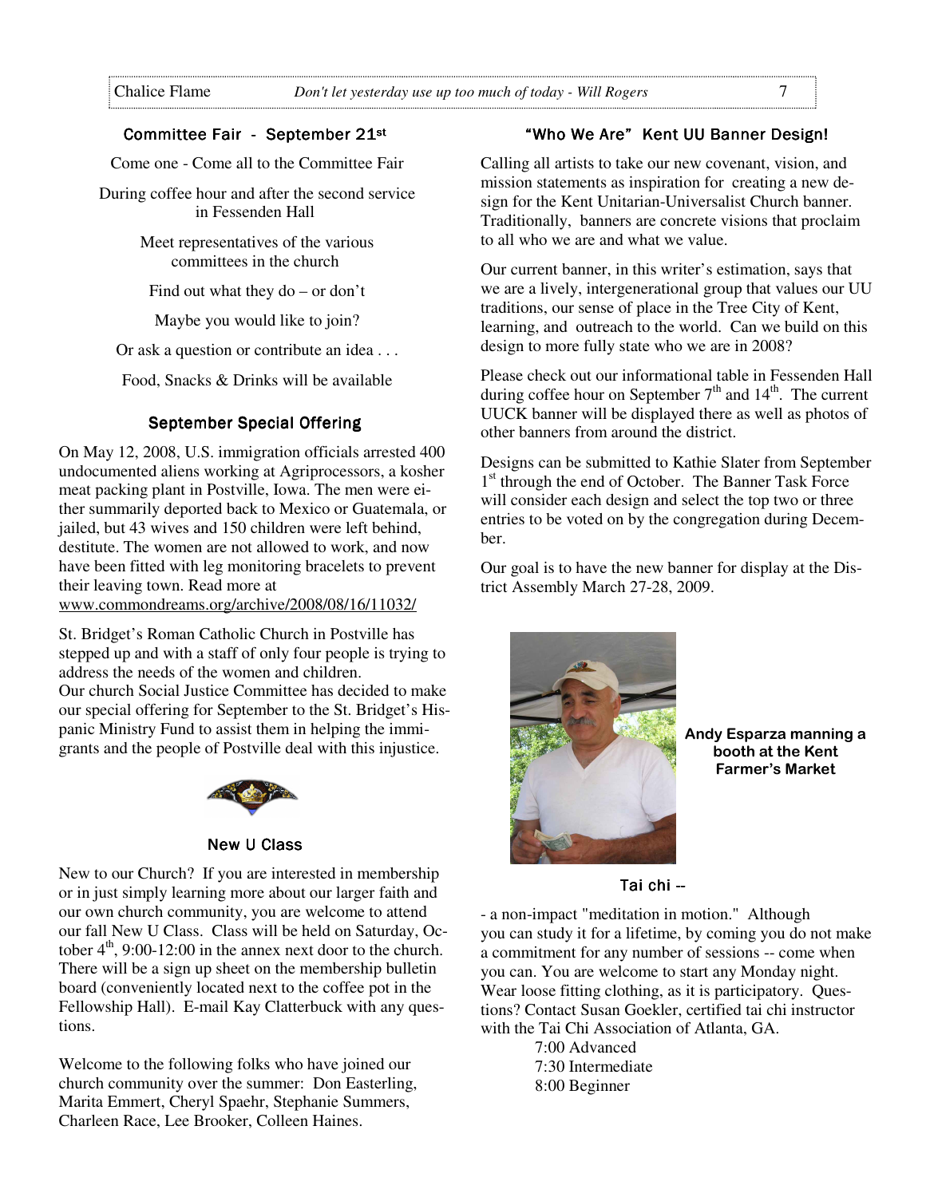## Committee Fair - September 21st

Come one - Come all to the Committee Fair

During coffee hour and after the second service in Fessenden Hall

Meet representatives of the various committees in the church

Find out what they do – or don't

Maybe you would like to join?

Or ask a question or contribute an idea . . .

Food, Snacks & Drinks will be available

## September Special Offering

On May 12, 2008, U.S. immigration officials arrested 400 undocumented aliens working at Agriprocessors, a kosher meat packing plant in Postville, Iowa. The men were either summarily deported back to Mexico or Guatemala, or jailed, but 43 wives and 150 children were left behind, destitute. The women are not allowed to work, and now have been fitted with leg monitoring bracelets to prevent their leaving town. Read more at www.commondreams.org/archive/2008/08/16/11032/

St. Bridget's Roman Catholic Church in Postville has stepped up and with a staff of only four people is trying to address the needs of the women and children.
Our church Social Justice Committee has decided to make our special offering for September to the St. Bridget's Hispanic Ministry Fund to assist them in helping the immigrants and the people of Postville deal with this injustice.

## New U Class

New to our Church? If you are interested in membership or in just simply learning more about our larger faith and our own church community, you are welcome to attend our fall New U Class. Class will be held on Saturday, October 4th, 9:00-12:00 in the annex next door to the church. There will be a sign up sheet on the membership bulletin board (conveniently located next to the coffee pot in the Fellowship Hall). E-mail Kay Clatterbuck with any questions.

Welcome to the following folks who have joined our church community over the summer: Don Easterling, Marita Emmert, Cheryl Spaehr, Stephanie Summers, Charleen Race, Lee Brooker, Colleen Haines.

## "Who We Are" Kent UU Banner Design!

Calling all artists to take our new covenant, vision, and mission statements as inspiration for creating a new design for the Kent Unitarian-Universalist Church banner. Traditionally, banners are concrete visions that proclaim to all who we are and what we value.

Our current banner, in this writer's estimation, says that we are a lively, intergenerational group that values our UU traditions, our sense of place in the Tree City of Kent, learning, and outreach to the world. Can we build on this design to more fully state who we are in 2008?

Please check out our informational table in Fessenden Hall during coffee hour on September 7th and 14th. The current UUCK banner will be displayed there as well as photos of other banners from around the district.

Designs can be submitted to Kathie Slater from September 1st through the end of October. The Banner Task Force will consider each design and select the top two or three entries to be voted on by the congregation during December.

Our goal is to have the new banner for display at the District Assembly March 27-28, 2009.

**Andy Esparza manning a booth at the Kent Farmer's Market**

## Tai chi --

- a non-impact "meditation in motion." Although you can study it for a lifetime, by coming you do not make a commitment for any number of sessions -- come when you can. You are welcome to start any Monday night. Wear loose fitting clothing, as it is participatory. Questions? Contact Susan Goekler, certified tai chi instructor with the Tai Chi Association of Atlanta, GA.

7:00 Advanced
7:30 Intermediate
8:00 Beginner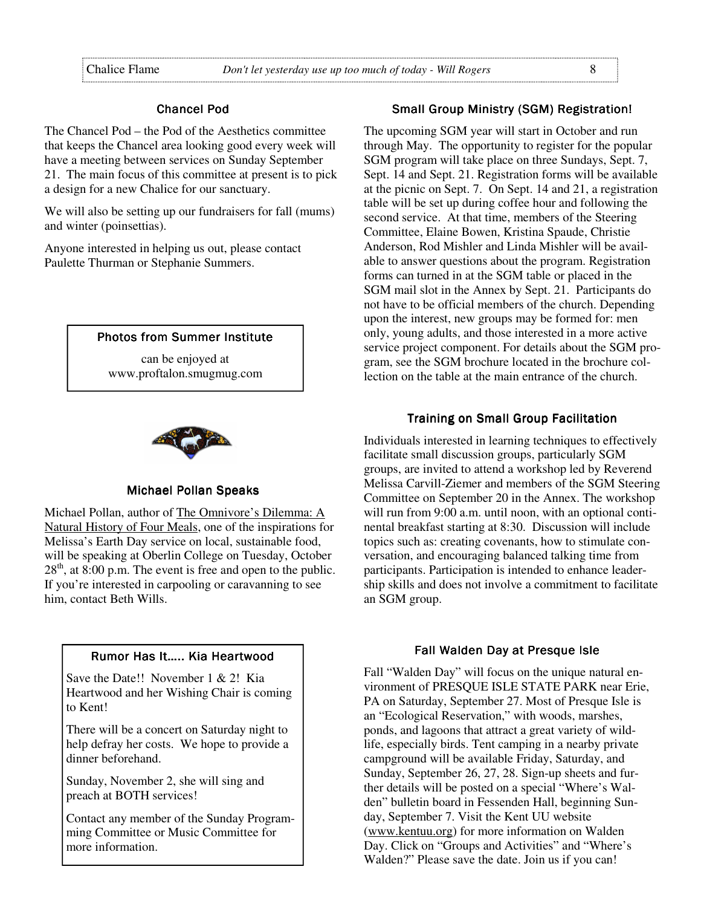## Chancel Pod

The Chancel Pod – the Pod of the Aesthetics committee that keeps the Chancel area looking good every week will have a meeting between services on Sunday September 21. The main focus of this committee at present is to pick a design for a new Chalice for our sanctuary.

We will also be setting up our fundraisers for fall (mums) and winter (poinsettias).

Anyone interested in helping us out, please contact Paulette Thurman or Stephanie Summers.

### Photos from Summer Institute

can be enjoyed at www.proftalon.smugmug.com

## Michael Pollan Speaks

Michael Pollan, author of The Omnivore's Dilemma: A Natural History of Four Meals, one of the inspirations for Melissa's Earth Day service on local, sustainable food, will be speaking at Oberlin College on Tuesday, October 28th, at 8:00 p.m. The event is free and open to the public. If you're interested in carpooling or caravanning to see him, contact Beth Wills.

### Rumor Has It..... Kia Heartwood

Save the Date!! November 1 & 2! Kia Heartwood and her Wishing Chair is coming to Kent!

There will be a concert on Saturday night to help defray her costs. We hope to provide a dinner beforehand.

Sunday, November 2, she will sing and preach at BOTH services!

Contact any member of the Sunday Programming Committee or Music Committee for more information.

## Small Group Ministry (SGM) Registration!

The upcoming SGM year will start in October and run through May. The opportunity to register for the popular SGM program will take place on three Sundays, Sept. 7, Sept. 14 and Sept. 21. Registration forms will be available at the picnic on Sept. 7. On Sept. 14 and 21, a registration table will be set up during coffee hour and following the second service. At that time, members of the Steering Committee, Elaine Bowen, Kristina Spaude, Christie Anderson, Rod Mishler and Linda Mishler will be available to answer questions about the program. Registration forms can turned in at the SGM table or placed in the SGM mail slot in the Annex by Sept. 21. Participants do not have to be official members of the church. Depending upon the interest, new groups may be formed for: men only, young adults, and those interested in a more active service project component. For details about the SGM program, see the SGM brochure located in the brochure collection on the table at the main entrance of the church.

## Training on Small Group Facilitation

Individuals interested in learning techniques to effectively facilitate small discussion groups, particularly SGM groups, are invited to attend a workshop led by Reverend Melissa Carvill-Ziemer and members of the SGM Steering Committee on September 20 in the Annex. The workshop will run from 9:00 a.m. until noon, with an optional continental breakfast starting at 8:30. Discussion will include topics such as: creating covenants, how to stimulate conversation, and encouraging balanced talking time from participants. Participation is intended to enhance leadership skills and does not involve a commitment to facilitate an SGM group.

## Fall Walden Day at Presque Isle

Fall "Walden Day" will focus on the unique natural environment of PRESQUE ISLE STATE PARK near Erie, PA on Saturday, September 27. Most of Presque Isle is an "Ecological Reservation," with woods, marshes, ponds, and lagoons that attract a great variety of wildlife, especially birds. Tent camping in a nearby private campground will be available Friday, Saturday, and Sunday, September 26, 27, 28. Sign-up sheets and further details will be posted on a special "Where's Walden" bulletin board in Fessenden Hall, beginning Sunday, September 7. Visit the Kent UU website (www.kentuu.org) for more information on Walden Day. Click on "Groups and Activities" and "Where's Walden?" Please save the date. Join us if you can!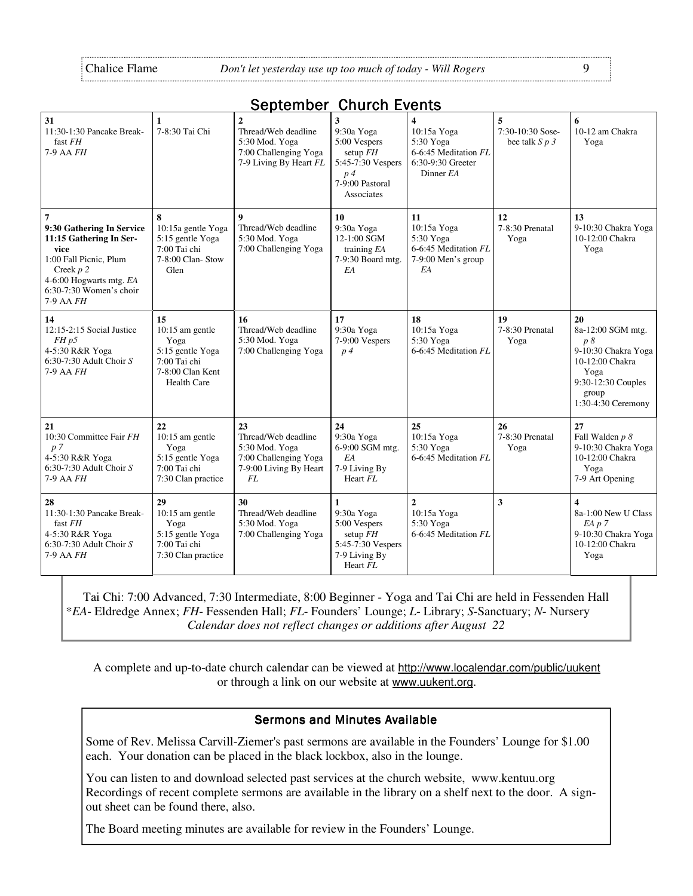## September Church Events

| 31 | 1 | 2 | 3 | 4 | 5 | 6 |
|---|---|---|---|---|---|---|
| 11:30-1:30 Pancake Breakfast *FH*<br>7-9 AA *FH* | 7-8:30 Tai Chi | Thread/Web deadline<br>5:30 Mod. Yoga<br>7:00 Challenging Yoga<br>7-9 Living By Heart *FL* | 9:30a Yoga<br>5:00 Vespers setup *FH*<br>5:45-7:30 Vespers *p 4*<br>7-9:00 Pastoral Associates | 10:15a Yoga<br>5:30 Yoga<br>6-6:45 Meditation *FL*<br>6:30-9:30 Greeter Dinner *EA* | 7:30-10:30 Sosebee talk *S p 3* | 10-12 am Chakra Yoga |
| **7** | **8** | **9** | **10** | **11** | **12** | **13** |
| **9:30 Gathering In Service**<br>**11:15 Gathering In Service**<br>1:00 Fall Picnic, Plum Creek *p 2*<br>4-6:00 Hogwarts mtg. *EA*<br>6:30-7:30 Women's choir<br>7-9 AA *FH* | 10:15a gentle Yoga<br>5:15 gentle Yoga<br>7:00 Tai chi<br>7-8:00 Clan- Stow Glen | Thread/Web deadline<br>5:30 Mod. Yoga<br>7:00 Challenging Yoga | 9:30a Yoga<br>12-1:00 SGM training *EA*<br>7-9:30 Board mtg. *EA* | 10:15a Yoga<br>5:30 Yoga<br>6-6:45 Meditation *FL*<br>7-9:00 Men's group *EA* | 7-8:30 Prenatal Yoga | 9-10:30 Chakra Yoga<br>10-12:00 Chakra Yoga |
| **14** | **15** | **16** | **17** | **18** | **19** | **20** |
| 12:15-2:15 Social Justice *FH p5*<br>4-5:30 R&R Yoga<br>6:30-7:30 Adult Choir *S*<br>7-9 AA *FH* | 10:15 am gentle Yoga<br>5:15 gentle Yoga<br>7:00 Tai chi<br>7-8:00 Clan Kent Health Care | Thread/Web deadline<br>5:30 Mod. Yoga<br>7:00 Challenging Yoga | 9:30a Yoga<br>7-9:00 Vespers *p 4* | 10:15a Yoga<br>5:30 Yoga<br>6-6:45 Meditation *FL* | 7-8:30 Prenatal Yoga | 8a-12:00 SGM mtg. *p 8*<br>9-10:30 Chakra Yoga<br>10-12:00 Chakra Yoga<br>9:30-12:30 Couples group<br>1:30-4:30 Ceremony |
| **21** | **22** | **23** | **24** | **25** | **26** | **27** |
| 10:30 Committee Fair *FH p 7*<br>4-5:30 R&R Yoga<br>6:30-7:30 Adult Choir *S*<br>7-9 AA *FH* | 10:15 am gentle Yoga<br>5:15 gentle Yoga<br>7:00 Tai chi<br>7:30 Clan practice | Thread/Web deadline<br>5:30 Mod. Yoga<br>7:00 Challenging Yoga<br>7-9:00 Living By Heart *FL* | 9:30a Yoga<br>6-9:00 SGM mtg. *EA*<br>7-9 Living By Heart *FL* | 10:15a Yoga<br>5:30 Yoga<br>6-6:45 Meditation *FL* | 7-8:30 Prenatal Yoga | Fall Walden *p 8*<br>9-10:30 Chakra Yoga<br>10-12:00 Chakra Yoga<br>7-9 Art Opening |
| **28** | **29** | **30** | **1** | **2** | **3** | **4** |
| 11:30-1:30 Pancake Breakfast *FH*<br>4-5:30 R&R Yoga<br>6:30-7:30 Adult Choir *S*<br>7-9 AA *FH* | 10:15 am gentle Yoga<br>5:15 gentle Yoga<br>7:00 Tai chi<br>7:30 Clan practice | Thread/Web deadline<br>5:30 Mod. Yoga<br>7:00 Challenging Yoga | 9:30a Yoga<br>5:00 Vespers setup *FH*<br>5:45-7:30 Vespers<br>7-9 Living By Heart *FL* | 10:15a Yoga<br>5:30 Yoga<br>6-6:45 Meditation *FL* | | 8a-1:00 New U Class *EA p 7*<br>9-10:30 Chakra Yoga<br>10-12:00 Chakra Yoga |

Tai Chi: 7:00 Advanced, 7:30 Intermediate, 8:00 Beginner - Yoga and Tai Chi are held in Fessenden Hall
\**EA*- Eldredge Annex; *FH*- Fessenden Hall; *FL*- Founders' Lounge; *L*- Library; *S*-Sanctuary; *N*- Nursery
*Calendar does not reflect changes or additions after August 22*

A complete and up-to-date church calendar can be viewed at http://www.localendar.com/public/uukent or through a link on our website at www.uukent.org.

### Sermons and Minutes Available

Some of Rev. Melissa Carvill-Ziemer's past sermons are available in the Founders' Lounge for $1.00 each. Your donation can be placed in the black lockbox, also in the lounge.

You can listen to and download selected past services at the church website, www.kentuu.org Recordings of recent complete sermons are available in the library on a shelf next to the door. A sign-out sheet can be found there, also.

The Board meeting minutes are available for review in the Founders' Lounge.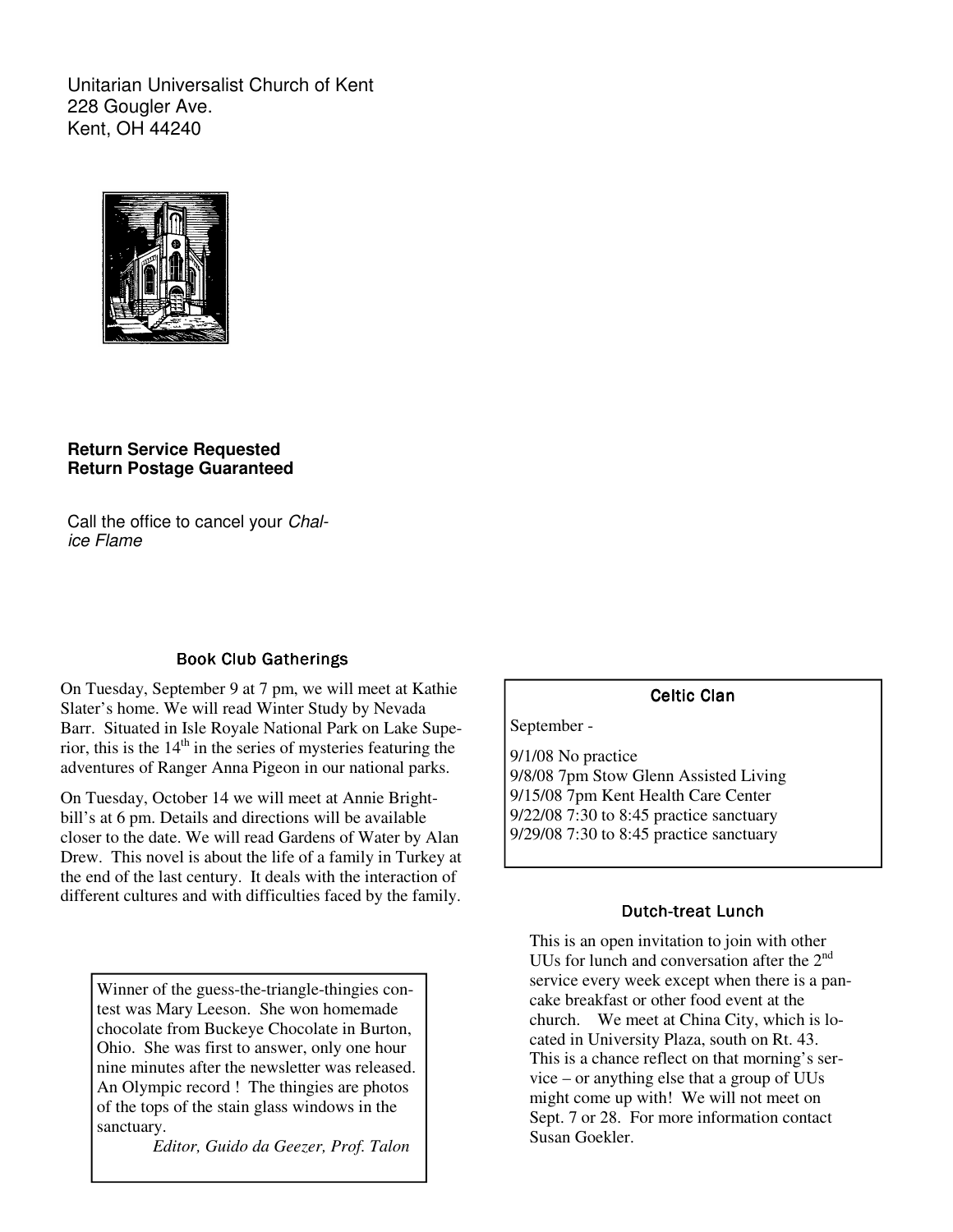Unitarian Universalist Church of Kent
228 Gougler Ave.
Kent, OH 44240

**Return Service Requested**
**Return Postage Guaranteed**

Call the office to cancel your *Chalice Flame*

### Book Club Gatherings

On Tuesday, September 9 at 7 pm, we will meet at Kathie Slater's home. We will read Winter Study by Nevada Barr. Situated in Isle Royale National Park on Lake Superior, this is the 14th in the series of mysteries featuring the adventures of Ranger Anna Pigeon in our national parks.

On Tuesday, October 14 we will meet at Annie Brightbill's at 6 pm. Details and directions will be available closer to the date. We will read Gardens of Water by Alan Drew. This novel is about the life of a family in Turkey at the end of the last century. It deals with the interaction of different cultures and with difficulties faced by the family.

Winner of the guess-the-triangle-thingies contest was Mary Leeson. She won homemade chocolate from Buckeye Chocolate in Burton, Ohio. She was first to answer, only one hour nine minutes after the newsletter was released. An Olympic record ! The thingies are photos of the tops of the stain glass windows in the sanctuary.

*Editor, Guido da Geezer, Prof. Talon*

### Celtic Clan

September -

9/1/08 No practice
9/8/08 7pm Stow Glenn Assisted Living
9/15/08 7pm Kent Health Care Center
9/22/08 7:30 to 8:45 practice sanctuary
9/29/08 7:30 to 8:45 practice sanctuary

### Dutch-treat Lunch

This is an open invitation to join with other UUs for lunch and conversation after the 2nd service every week except when there is a pancake breakfast or other food event at the church. We meet at China City, which is located in University Plaza, south on Rt. 43. This is a chance reflect on that morning's service – or anything else that a group of UUs might come up with! We will not meet on Sept. 7 or 28. For more information contact Susan Goekler.